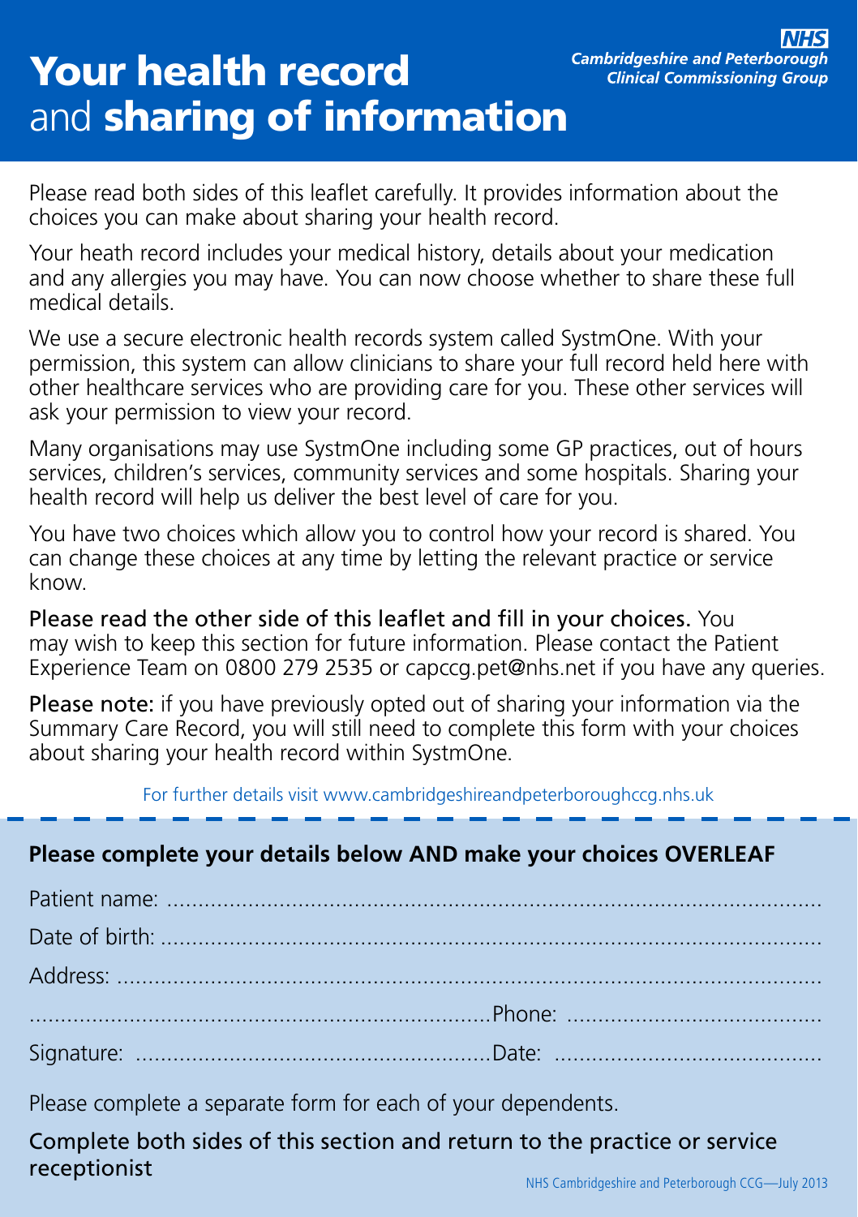# Your health record and sharing of information

**NHS**
***Cambridgeshire and Peterborough Clinical Commissioning Group***

Please read both sides of this leaflet carefully. It provides information about the choices you can make about sharing your health record.

Your heath record includes your medical history, details about your medication and any allergies you may have. You can now choose whether to share these full medical details.

We use a secure electronic health records system called SystmOne. With your permission, this system can allow clinicians to share your full record held here with other healthcare services who are providing care for you. These other services will ask your permission to view your record.

Many organisations may use SystmOne including some GP practices, out of hours services, children's services, community services and some hospitals. Sharing your health record will help us deliver the best level of care for you.

You have two choices which allow you to control how your record is shared. You can change these choices at any time by letting the relevant practice or service know.

**Please read the other side of this leaflet and fill in your choices.** You may wish to keep this section for future information. Please contact the Patient Experience Team on 0800 279 2535 or capccg.pet@nhs.net if you have any queries.

**Please note:** if you have previously opted out of sharing your information via the Summary Care Record, you will still need to complete this form with your choices about sharing your health record within SystmOne.

For further details visit www.cambridgeshireandpeterboroughccg.nhs.uk

---

**Please complete your details below AND make your choices OVERLEAF**

Patient name: ..........................................................................................

Date of birth: ..........................................................................................

Address: ..........................................................................................

.................................................................... Phone: ....................................

Signature: ................................................... Date: ......................................

Please complete a separate form for each of your dependents.

**Complete both sides of this section and return to the practice or service receptionist**

NHS Cambridgeshire and Peterborough CCG—July 2013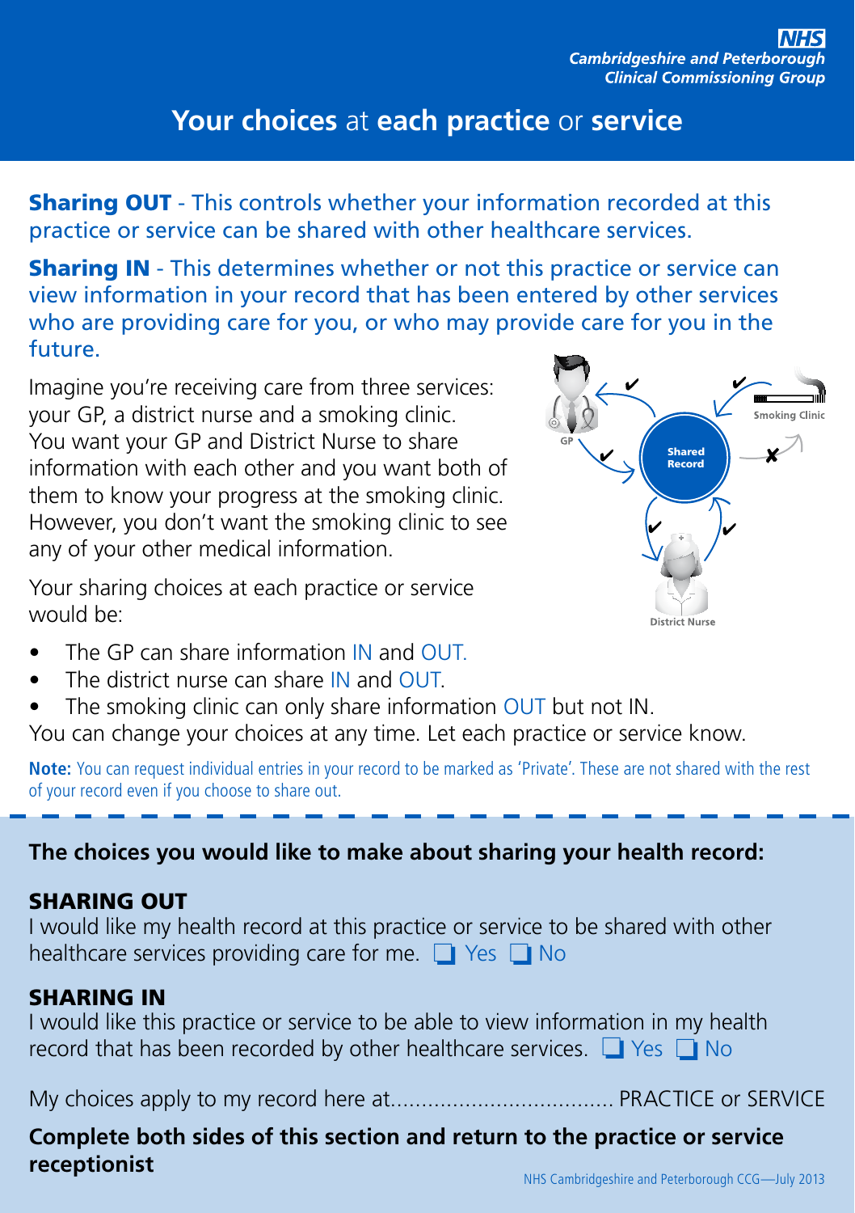NHS
Cambridgeshire and Peterborough
Clinical Commissioning Group

# Your choices at each practice or service

**Sharing OUT** - This controls whether your information recorded at this practice or service can be shared with other healthcare services.

**Sharing IN** - This determines whether or not this practice or service can view information in your record that has been entered by other services who are providing care for you, or who may provide care for you in the future.

Imagine you're receiving care from three services: your GP, a district nurse and a smoking clinic. You want your GP and District Nurse to share information with each other and you want both of them to know your progress at the smoking clinic. However, you don't want the smoking clinic to see any of your other medical information.

GP
Shared Record
Smoking Clinic
District Nurse

Your sharing choices at each practice or service would be:

- The GP can share information IN and OUT.
- The district nurse can share IN and OUT.
- The smoking clinic can only share information OUT but not IN.

You can change your choices at any time. Let each practice or service know.

**Note:** You can request individual entries in your record to be marked as 'Private'. These are not shared with the rest of your record even if you choose to share out.

---

**The choices you would like to make about sharing your health record:**

**SHARING OUT**

I would like my health record at this practice or service to be shared with other healthcare services providing care for me. ☐ Yes ☐ No

**SHARING IN**

I would like this practice or service to be able to view information in my health record that has been recorded by other healthcare services. ☐ Yes ☐ No

My choices apply to my record here at.................................... PRACTICE or SERVICE

**Complete both sides of this section and return to the practice or service receptionist**

NHS Cambridgeshire and Peterborough CCG—July 2013